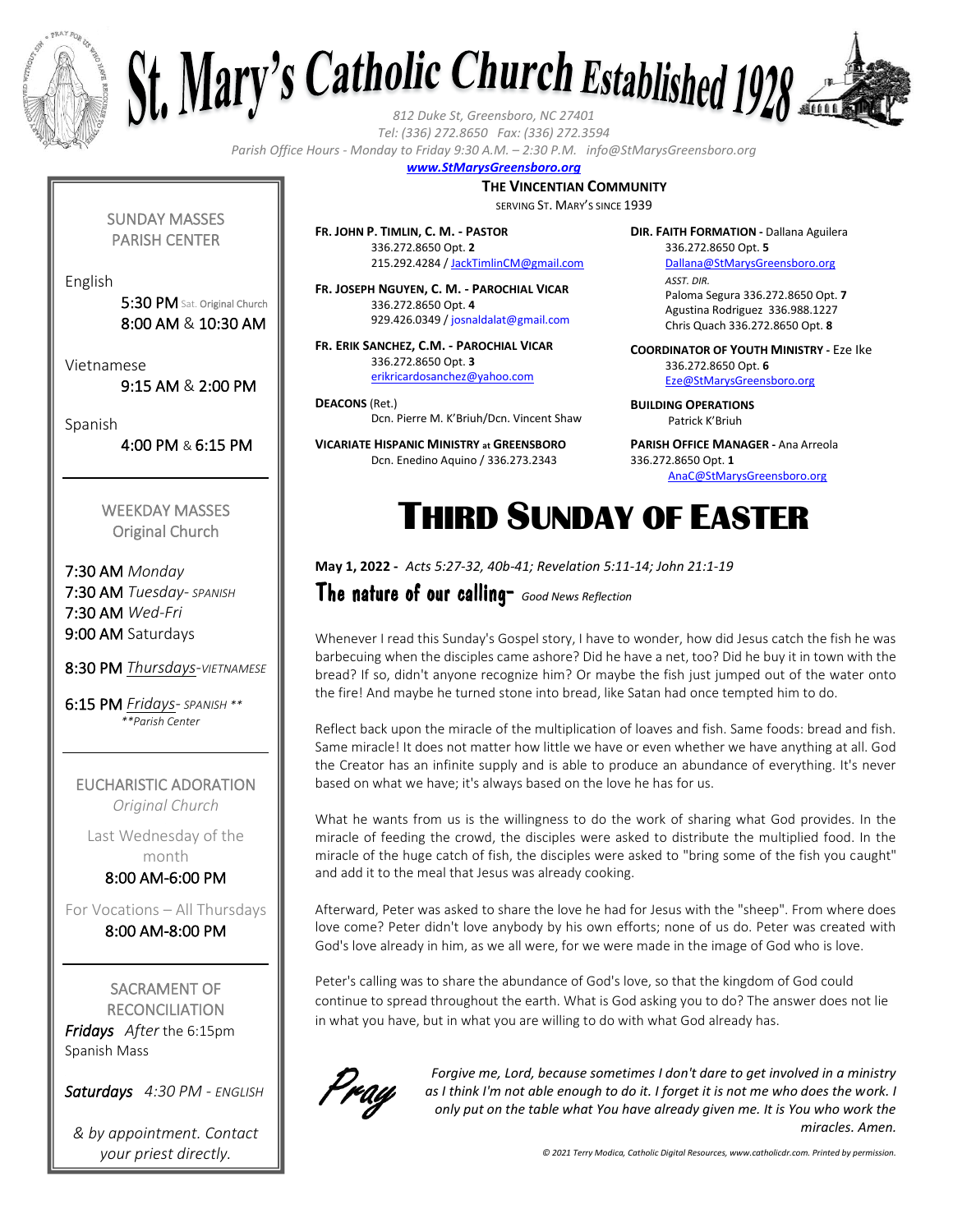# St. Mary's Catholic Church Established 1928

*812 Duke St, Greensboro, NC 27401*
*Tel: (336) 272.8650 Fax: (336) 272.3594*
*Parish Office Hours - Monday to Friday 9:30 A.M. – 2:30 P.M. info@StMarysGreensboro.org*
***www.StMarysGreensboro.org***

**THE VINCENTIAN COMMUNITY**
SERVING ST. MARY'S SINCE 1939

**FR. JOHN P. TIMLIN, C. M. - PASTOR**
336.272.8650 Opt. **2**
215.292.4284 / JackTimlinCM@gmail.com

**FR. JOSEPH NGUYEN, C. M. - PAROCHIAL VICAR**
336.272.8650 Opt. **4**
929.426.0349 / josnaldalat@gmail.com

**FR. ERIK SANCHEZ, C.M. - PAROCHIAL VICAR**
336.272.8650 Opt. **3**
erikricardosanchez@yahoo.com

**DEACONS** (Ret.)
Dcn. Pierre M. K'Briuh/Dcn. Vincent Shaw

**VICARIATE HISPANIC MINISTRY at GREENSBORO**
Dcn. Enedino Aquino / 336.273.2343

**DIR. FAITH FORMATION -** Dallana Aguilera
336.272.8650 Opt. **5**
Dallana@StMarysGreensboro.org
*ASST. DIR.*
Paloma Segura 336.272.8650 Opt. **7**
Agustina Rodriguez 336.988.1227
Chris Quach 336.272.8650 Opt. **8**

**COORDINATOR OF YOUTH MINISTRY -** Eze Ike
336.272.8650 Opt. **6**
Eze@StMarysGreensboro.org

**BUILDING OPERATIONS**
Patrick K'Briuh

**PARISH OFFICE MANAGER -** Ana Arreola
336.272.8650 Opt. **1**
AnaC@StMarysGreensboro.org

## SUNDAY MASSES
PARISH CENTER

English
5:30 PM Sat. Original Church
8:00 AM & 10:30 AM

Vietnamese
9:15 AM & 2:00 PM

Spanish
4:00 PM & 6:15 PM

## WEEKDAY MASSES
Original Church

7:30 AM *Monday*
7:30 AM *Tuesday- SPANISH*
7:30 AM *Wed-Fri*
9:00 AM Saturdays

8:30 PM *Thursdays-VIETNAMESE*

6:15 PM *Fridays- SPANISH \*\**
*\*\*Parish Center*

## EUCHARISTIC ADORATION
*Original Church*

Last Wednesday of the month
8:00 AM-6:00 PM

For Vocations – All Thursdays
8:00 AM-8:00 PM

## SACRAMENT OF RECONCILIATION
*Fridays* *After* the 6:15pm Spanish Mass

*Saturdays* *4:30 PM - ENGLISH*

*& by appointment. Contact your priest directly.*

# THIRD SUNDAY OF EASTER

**May 1, 2022 -** *Acts 5:27-32, 40b-41; Revelation 5:11-14; John 21:1-19*

## The nature of our calling- *Good News Reflection*

Whenever I read this Sunday's Gospel story, I have to wonder, how did Jesus catch the fish he was barbecuing when the disciples came ashore? Did he have a net, too? Did he buy it in town with the bread? If so, didn't anyone recognize him? Or maybe the fish just jumped out of the water onto the fire! And maybe he turned stone into bread, like Satan had once tempted him to do.

Reflect back upon the miracle of the multiplication of loaves and fish. Same foods: bread and fish. Same miracle! It does not matter how little we have or even whether we have anything at all. God the Creator has an infinite supply and is able to produce an abundance of everything. It's never based on what we have; it's always based on the love he has for us.

What he wants from us is the willingness to do the work of sharing what God provides. In the miracle of feeding the crowd, the disciples were asked to distribute the multiplied food. In the miracle of the huge catch of fish, the disciples were asked to "bring some of the fish you caught" and add it to the meal that Jesus was already cooking.

Afterward, Peter was asked to share the love he had for Jesus with the "sheep". From where does love come? Peter didn't love anybody by his own efforts; none of us do. Peter was created with God's love already in him, as we all were, for we were made in the image of God who is love.

Peter's calling was to share the abundance of God's love, so that the kingdom of God could continue to spread throughout the earth. What is God asking you to do? The answer does not lie in what you have, but in what you are willing to do with what God already has.

*Pray*

*Forgive me, Lord, because sometimes I don't dare to get involved in a ministry as I think I'm not able enough to do it. I forget it is not me who does the work. I only put on the table what You have already given me. It is You who work the miracles. Amen.*

*© 2021 Terry Modica, Catholic Digital Resources, www.catholicdr.com. Printed by permission.*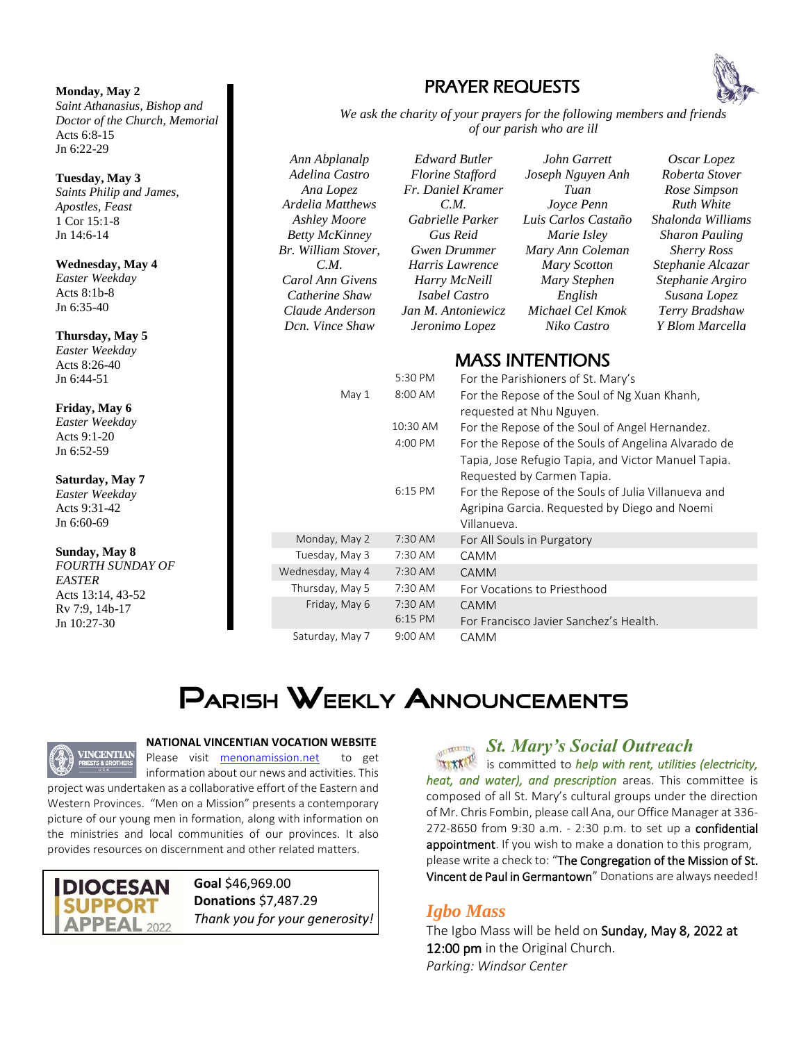**Monday, May 2**
*Saint Athanasius, Bishop and Doctor of the Church, Memorial*
Acts 6:8-15
Jn 6:22-29

**Tuesday, May 3**
*Saints Philip and James, Apostles, Feast*
1 Cor 15:1-8
Jn 14:6-14

**Wednesday, May 4**
*Easter Weekday*
Acts 8:1b-8
Jn 6:35-40

**Thursday, May 5**
*Easter Weekday*
Acts 8:26-40
Jn 6:44-51

**Friday, May 6**
*Easter Weekday*
Acts 9:1-20
Jn 6:52-59

**Saturday, May 7**
*Easter Weekday*
Acts 9:31-42
Jn 6:60-69

**Sunday, May 8**
*FOURTH SUNDAY OF EASTER*
Acts 13:14, 43-52
Rv 7:9, 14b-17
Jn 10:27-30

## PRAYER REQUESTS

*We ask the charity of your prayers for the following members and friends of our parish who are ill*

| | | | |
|---|---|---|---|
| *Ann Abplanalp* | *Edward Butler* | *John Garrett* | *Oscar Lopez* |
| *Adelina Castro* | *Florine Stafford* | *Joseph Nguyen Anh Tuan* | *Roberta Stover* |
| *Ana Lopez* | *Fr. Daniel Kramer C.M.* | *Joyce Penn* | *Rose Simpson* |
| *Ardelia Matthews* | *Gabrielle Parker* | *Luis Carlos Castaño* | *Ruth White* |
| *Ashley Moore* | *Gus Reid* | *Marie Isley* | *Shalonda Williams* |
| *Betty McKinney* | *Gwen Drummer* | *Mary Ann Coleman* | *Sharon Pauling* |
| *Br. William Stover, C.M.* | *Harris Lawrence* | *Mary Scotton* | *Sherry Ross* |
| *Carol Ann Givens* | *Harry McNeill* | *Mary Stephen English* | *Stephanie Alcazar* |
| *Catherine Shaw* | *Isabel Castro* | *Michael Cel Kmok* | *Stephanie Argiro* |
| *Claude Anderson* | *Jan M. Antoniewicz* | *Niko Castro* | *Susana Lopez* |
| *Dcn. Vince Shaw* | *Jeronimo Lopez* | | *Terry Bradshaw* |
| | | | *Y Blom Marcella* |

## MASS INTENTIONS

| | | |
|---|---|---|
| | 5:30 PM | For the Parishioners of St. Mary's |
| May 1 | 8:00 AM | For the Repose of the Soul of Ng Xuan Khanh, requested at Nhu Nguyen. |
| | 10:30 AM | For the Repose of the Soul of Angel Hernandez. |
| | 4:00 PM | For the Repose of the Souls of Angelina Alvarado de Tapia, Jose Refugio Tapia, and Victor Manuel Tapia. Requested by Carmen Tapia. |
| | 6:15 PM | For the Repose of the Souls of Julia Villanueva and Agripina Garcia. Requested by Diego and Noemi Villanueva. |
| Monday, May 2 | 7:30 AM | For All Souls in Purgatory |
| Tuesday, May 3 | 7:30 AM | CAMM |
| Wednesday, May 4 | 7:30 AM | CAMM |
| Thursday, May 5 | 7:30 AM | For Vocations to Priesthood |
| Friday, May 6 | 7:30 AM | CAMM |
| | 6:15 PM | For Francisco Javier Sanchez's Health. |
| Saturday, May 7 | 9:00 AM | CAMM |

# Parish Weekly Announcements

**NATIONAL VINCENTIAN VOCATION WEBSITE**

Please visit menonamission.net to get information about our news and activities. This project was undertaken as a collaborative effort of the Eastern and Western Provinces. "Men on a Mission" presents a contemporary picture of our young men in formation, along with information on the ministries and local communities of our provinces. It also provides resources on discernment and other related matters.

**DIOCESAN SUPPORT APPEAL 2022**

**Goal** $46,969.00
**Donations** $7,487.29
*Thank you for your generosity!*

### *St. Mary's Social Outreach*

is committed to *help with rent, utilities (electricity, heat, and water), and prescription* areas. This committee is composed of all St. Mary's cultural groups under the direction of Mr. Chris Fombin, please call Ana, our Office Manager at 336-272-8650 from 9:30 a.m. - 2:30 p.m. to set up a confidential appointment. If you wish to make a donation to this program, please write a check to: "The Congregation of the Mission of St. Vincent de Paul in Germantown" Donations are always needed!

### *Igbo Mass*

The Igbo Mass will be held on Sunday, May 8, 2022 at 12:00 pm in the Original Church.
*Parking: Windsor Center*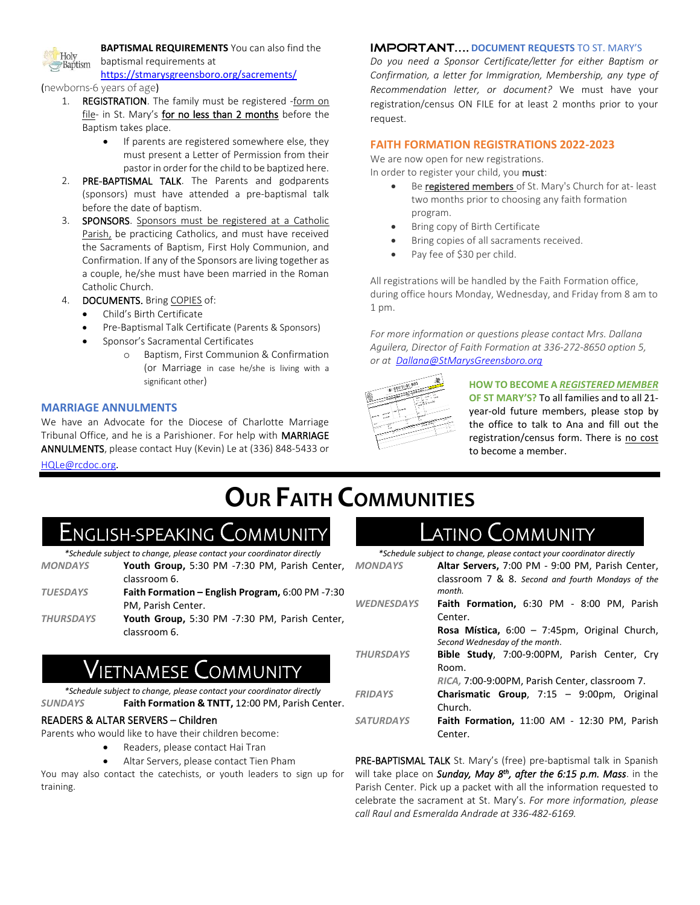**BAPTISMAL REQUIREMENTS** You can also find the baptismal requirements at https://stmarysgreensboro.org/sacraments/

(newborns-6 years of age)

1. **REGISTRATION**. The family must be registered -form on file- in St. Mary's for no less than 2 months before the Baptism takes place.
    - If parents are registered somewhere else, they must present a Letter of Permission from their pastor in order for the child to be baptized here.
2. **PRE-BAPTISMAL TALK**. The Parents and godparents (sponsors) must have attended a pre-baptismal talk before the date of baptism.
3. **SPONSORS**. Sponsors must be registered at a Catholic Parish, be practicing Catholics, and must have received the Sacraments of Baptism, First Holy Communion, and Confirmation. If any of the Sponsors are living together as a couple, he/she must have been married in the Roman Catholic Church.
4. **DOCUMENTS.** Bring COPIES of:
    - Child's Birth Certificate
    - Pre-Baptismal Talk Certificate (Parents & Sponsors)
    - Sponsor's Sacramental Certificates
        - Baptism, First Communion & Confirmation (or Marriage in case he/she is living with a significant other)

### MARRIAGE ANNULMENTS

We have an Advocate for the Diocese of Charlotte Marriage Tribunal Office, and he is a Parishioner. For help with MARRIAGE ANNULMENTS, please contact Huy (Kevin) Le at (336) 848-5433 or HQLe@rcdoc.org.

### IMPORTANT.... DOCUMENT REQUESTS TO ST. MARY'S

*Do you need a Sponsor Certificate/letter for either Baptism or Confirmation, a letter for Immigration, Membership, any type of Recommendation letter, or document?* We must have your registration/census ON FILE for at least 2 months prior to your request.

### FAITH FORMATION REGISTRATIONS 2022-2023

We are now open for new registrations.
In order to register your child, you **must**:

- Be registered members of St. Mary's Church for at- least two months prior to choosing any faith formation program.
- Bring copy of Birth Certificate
- Bring copies of all sacraments received.
- Pay fee of $30 per child.

All registrations will be handled by the Faith Formation office, during office hours Monday, Wednesday, and Friday from 8 am to 1 pm.

*For more information or questions please contact Mrs. Dallana Aguilera, Director of Faith Formation at 336-272-8650 option 5, or at Dallana@StMarysGreensboro.org*

**HOW TO BECOME A *REGISTERED MEMBER* OF ST MARY'S?** To all families and to all 21-year-old future members, please stop by the office to talk to Ana and fill out the registration/census form. There is no cost to become a member.

# Our Faith Communities

## English-Speaking Community

*\*Schedule subject to change, please contact your coordinator directly*

| | |
|---|---|
| *MONDAYS* | **Youth Group,** 5:30 PM -7:30 PM, Parish Center, classroom 6. |
| *TUESDAYS* | **Faith Formation – English Program,** 6:00 PM -7:30 PM, Parish Center. |
| *THURSDAYS* | **Youth Group,** 5:30 PM -7:30 PM, Parish Center, classroom 6. |

## Vietnamese Community

*\*Schedule subject to change, please contact your coordinator directly*

| | |
|---|---|
| *SUNDAYS* | **Faith Formation & TNTT,** 12:00 PM, Parish Center. |

### READERS & ALTAR SERVERS – Children

Parents who would like to have their children become:

- Readers, please contact Hai Tran
- Altar Servers, please contact Tien Pham

You may also contact the catechists, or youth leaders to sign up for training.

## Latino Community

*\*Schedule subject to change, please contact your coordinator directly*

| | |
|---|---|
| *MONDAYS* | **Altar Servers,** 7:00 PM - 9:00 PM, Parish Center, classroom 7 & 8. *Second and fourth Mondays of the month.* |
| *WEDNESDAYS* | **Faith Formation,** 6:30 PM - 8:00 PM, Parish Center. |
| | **Rosa Mística,** 6:00 – 7:45pm, Original Church, *Second Wednesday of the month*. |
| *THURSDAYS* | **Bible Study**, 7:00-9:00PM, Parish Center, Cry Room. |
| | *RICA,* 7:00-9:00PM, Parish Center, classroom 7. |
| *FRIDAYS* | **Charismatic Group**, 7:15 – 9:00pm, Original Church. |
| *SATURDAYS* | **Faith Formation,** 11:00 AM - 12:30 PM, Parish Center. |

**PRE-BAPTISMAL TALK** St. Mary's (free) pre-baptismal talk in Spanish will take place on ***Sunday, May 8th, after the 6:15 p.m. Mass***. in the Parish Center. Pick up a packet with all the information requested to celebrate the sacrament at St. Mary's. *For more information, please call Raul and Esmeralda Andrade at 336-482-6169.*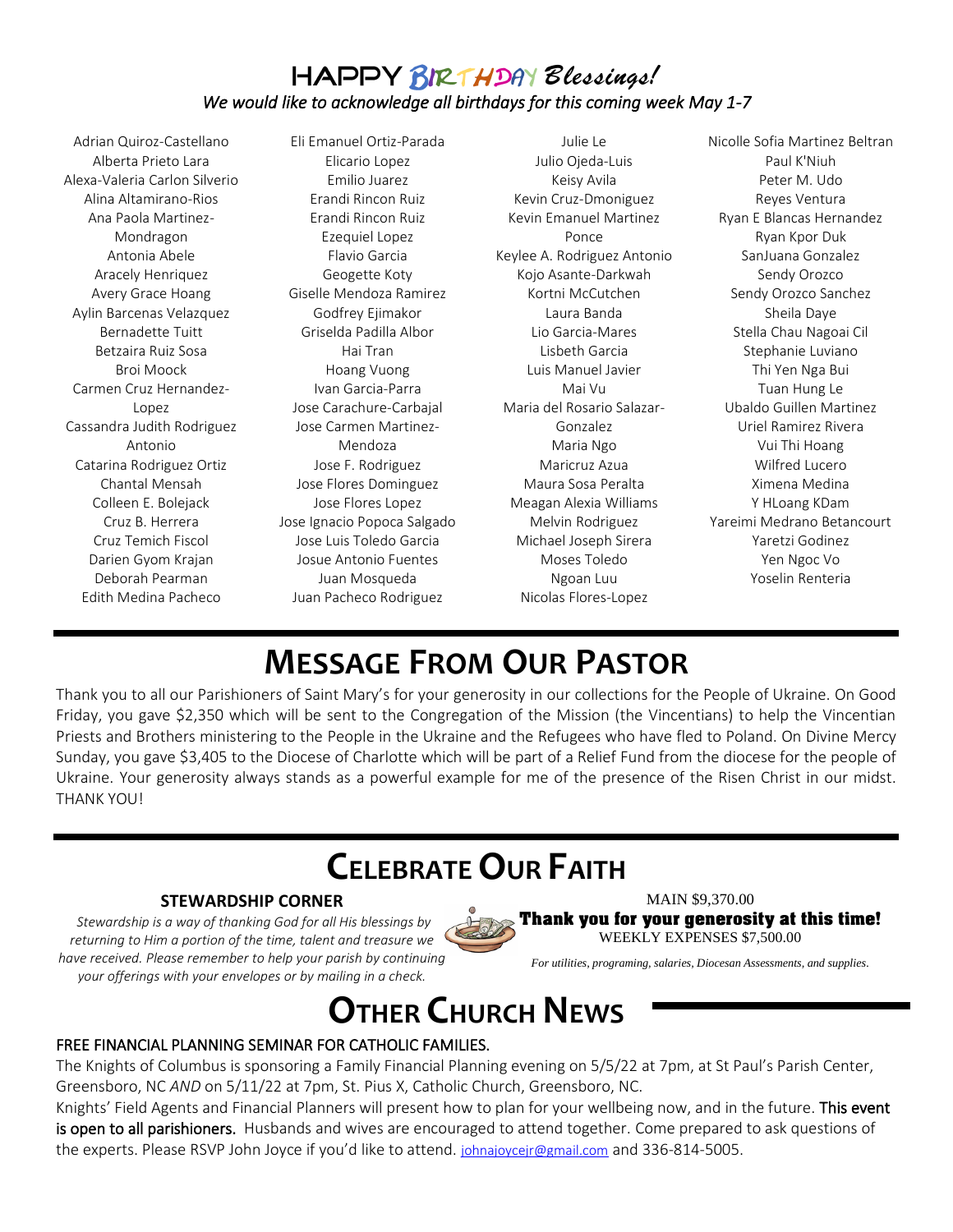# HAPPY BIRTHDAY *Blessings!*

*We would like to acknowledge all birthdays for this coming week May 1-7*

Adrian Quiroz-Castellano
Alberta Prieto Lara
Alexa-Valeria Carlon Silverio
Alina Altamirano-Rios
Ana Paola Martinez-Mondragon
Antonia Abele
Aracely Henriquez
Avery Grace Hoang
Aylin Barcenas Velazquez
Bernadette Tuitt
Betzaira Ruiz Sosa
Broi Moock
Carmen Cruz Hernandez-Lopez
Cassandra Judith Rodriguez Antonio
Catarina Rodriguez Ortiz
Chantal Mensah
Colleen E. Bolejack
Cruz B. Herrera
Cruz Temich Fiscol
Darien Gyom Krajan
Deborah Pearman
Edith Medina Pacheco
Eli Emanuel Ortiz-Parada
Elicario Lopez
Emilio Juarez
Erandi Rincon Ruiz
Erandi Rincon Ruiz
Ezequiel Lopez
Flavio Garcia
Geogette Koty
Giselle Mendoza Ramirez
Godfrey Ejimakor
Griselda Padilla Albor
Hai Tran
Hoang Vuong
Ivan Garcia-Parra
Jose Carachure-Carbajal
Jose Carmen Martinez-Mendoza
Jose F. Rodriguez
Jose Flores Dominguez
Jose Flores Lopez
Jose Ignacio Popoca Salgado
Jose Luis Toledo Garcia
Josue Antonio Fuentes
Juan Mosqueda
Juan Pacheco Rodriguez
Julie Le
Julio Ojeda-Luis
Keisy Avila
Kevin Cruz-Dmoniguez
Kevin Emanuel Martinez Ponce
Keylee A. Rodriguez Antonio
Kojo Asante-Darkwah
Kortni McCutchen
Laura Banda
Lio Garcia-Mares
Lisbeth Garcia
Luis Manuel Javier
Mai Vu
Maria del Rosario Salazar-Gonzalez
Maria Ngo
Maricruz Azua
Maura Sosa Peralta
Meagan Alexia Williams
Melvin Rodriguez
Michael Joseph Sirera
Moses Toledo
Ngoan Luu
Nicolas Flores-Lopez
Nicolle Sofia Martinez Beltran
Paul K'Niuh
Peter M. Udo
Reyes Ventura
Ryan E Blancas Hernandez
Ryan Kpor Duk
SanJuana Gonzalez
Sendy Orozco
Sendy Orozco Sanchez
Sheila Daye
Stella Chau Nagoai Cil
Stephanie Luviano
Thi Yen Nga Bui
Tuan Hung Le
Ubaldo Guillen Martinez
Uriel Ramirez Rivera
Vui Thi Hoang
Wilfred Lucero
Ximena Medina
Y HLoang KDam
Yareimi Medrano Betancourt
Yaretzi Godinez
Yen Ngoc Vo
Yoselin Renteria

# MESSAGE FROM OUR PASTOR

Thank you to all our Parishioners of Saint Mary's for your generosity in our collections for the People of Ukraine. On Good Friday, you gave $2,350 which will be sent to the Congregation of the Mission (the Vincentians) to help the Vincentian Priests and Brothers ministering to the People in the Ukraine and the Refugees who have fled to Poland. On Divine Mercy Sunday, you gave $3,405 to the Diocese of Charlotte which will be part of a Relief Fund from the diocese for the people of Ukraine. Your generosity always stands as a powerful example for me of the presence of the Risen Christ in our midst. THANK YOU!

# CELEBRATE OUR FAITH

### STEWARDSHIP CORNER

*Stewardship is a way of thanking God for all His blessings by returning to Him a portion of the time, talent and treasure we have received. Please remember to help your parish by continuing your offerings with your envelopes or by mailing in a check.*

MAIN $9,370.00

**Thank you for your generosity at this time!**

WEEKLY EXPENSES $7,500.00

*For utilities, programing, salaries, Diocesan Assessments, and supplies.*

# OTHER CHURCH NEWS

FREE FINANCIAL PLANNING SEMINAR FOR CATHOLIC FAMILIES.

The Knights of Columbus is sponsoring a Family Financial Planning evening on 5/5/22 at 7pm, at St Paul's Parish Center, Greensboro, NC *AND* on 5/11/22 at 7pm, St. Pius X, Catholic Church, Greensboro, NC.

Knights' Field Agents and Financial Planners will present how to plan for your wellbeing now, and in the future. This event is open to all parishioners. Husbands and wives are encouraged to attend together. Come prepared to ask questions of the experts. Please RSVP John Joyce if you'd like to attend. johnajoycejr@gmail.com and 336-814-5005.